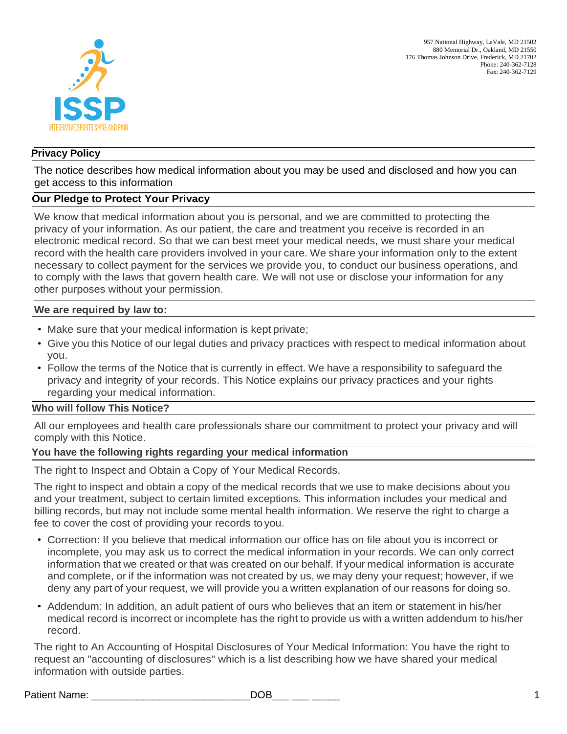ISSP
INTEGRATIVE SPORTS SPINE AND PAIN

957 National Highway, LaVale, MD 21502
880 Memorial Dr., Oakland, MD 21550
176 Thomas Johnson Drive, Frederick, MD 21702
Phone: 240-362-7128
Fax: 240-362-7129

## Privacy Policy

The notice describes how medical information about you may be used and disclosed and how you can get access to this information

### Our Pledge to Protect Your Privacy

We know that medical information about you is personal, and we are committed to protecting the privacy of your information. As our patient, the care and treatment you receive is recorded in an electronic medical record. So that we can best meet your medical needs, we must share your medical record with the health care providers involved in your care. We share your information only to the extent necessary to collect payment for the services we provide you, to conduct our business operations, and to comply with the laws that govern health care. We will not use or disclose your information for any other purposes without your permission.

### We are required by law to:

- Make sure that your medical information is kept private;
- Give you this Notice of our legal duties and privacy practices with respect to medical information about you.
- Follow the terms of the Notice that is currently in effect. We have a responsibility to safeguard the privacy and integrity of your records. This Notice explains our privacy practices and your rights regarding your medical information.

### Who will follow This Notice?

All our employees and health care professionals share our commitment to protect your privacy and will comply with this Notice.

### You have the following rights regarding your medical information

The right to Inspect and Obtain a Copy of Your Medical Records.

The right to inspect and obtain a copy of the medical records that we use to make decisions about you and your treatment, subject to certain limited exceptions. This information includes your medical and billing records, but may not include some mental health information. We reserve the right to charge a fee to cover the cost of providing your records to you.

- Correction: If you believe that medical information our office has on file about you is incorrect or incomplete, you may ask us to correct the medical information in your records. We can only correct information that we created or that was created on our behalf. If your medical information is accurate and complete, or if the information was not created by us, we may deny your request; however, if we deny any part of your request, we will provide you a written explanation of our reasons for doing so.
- Addendum: In addition, an adult patient of ours who believes that an item or statement in his/her medical record is incorrect or incomplete has the right to provide us with a written addendum to his/her record.

The right to An Accounting of Hospital Disclosures of Your Medical Information: You have the right to request an "accounting of disclosures" which is a list describing how we have shared your medical information with outside parties.

Patient Name: ___________________________ DOB___ ___ _____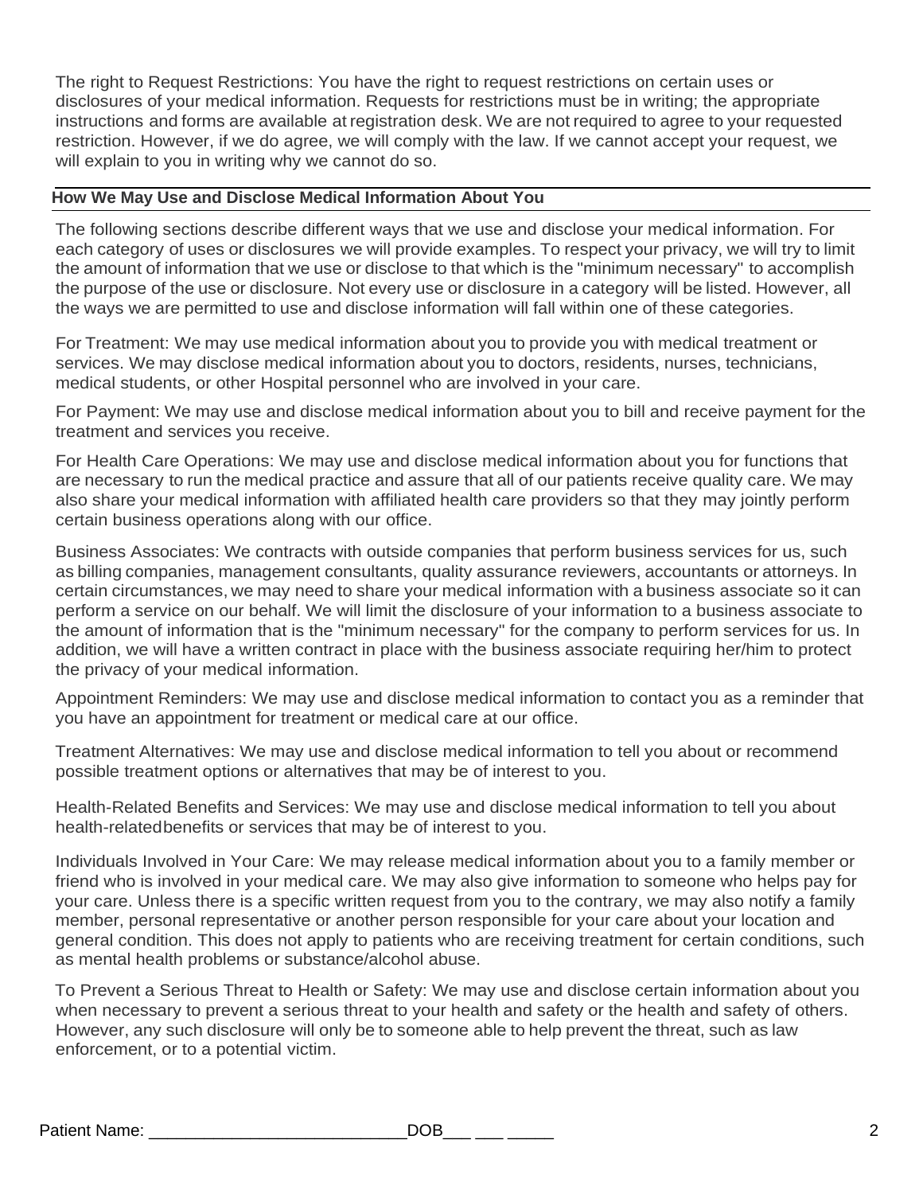The right to Request Restrictions: You have the right to request restrictions on certain uses or disclosures of your medical information. Requests for restrictions must be in writing; the appropriate instructions and forms are available at registration desk. We are not required to agree to your requested restriction. However, if we do agree, we will comply with the law. If we cannot accept your request, we will explain to you in writing why we cannot do so.

## How We May Use and Disclose Medical Information About You

The following sections describe different ways that we use and disclose your medical information. For each category of uses or disclosures we will provide examples. To respect your privacy, we will try to limit the amount of information that we use or disclose to that which is the "minimum necessary" to accomplish the purpose of the use or disclosure. Not every use or disclosure in a category will be listed. However, all the ways we are permitted to use and disclose information will fall within one of these categories.

For Treatment: We may use medical information about you to provide you with medical treatment or services. We may disclose medical information about you to doctors, residents, nurses, technicians, medical students, or other Hospital personnel who are involved in your care.

For Payment: We may use and disclose medical information about you to bill and receive payment for the treatment and services you receive.

For Health Care Operations: We may use and disclose medical information about you for functions that are necessary to run the medical practice and assure that all of our patients receive quality care. We may also share your medical information with affiliated health care providers so that they may jointly perform certain business operations along with our office.

Business Associates: We contracts with outside companies that perform business services for us, such as billing companies, management consultants, quality assurance reviewers, accountants or attorneys. In certain circumstances, we may need to share your medical information with a business associate so it can perform a service on our behalf. We will limit the disclosure of your information to a business associate to the amount of information that is the "minimum necessary" for the company to perform services for us. In addition, we will have a written contract in place with the business associate requiring her/him to protect the privacy of your medical information.

Appointment Reminders: We may use and disclose medical information to contact you as a reminder that you have an appointment for treatment or medical care at our office.

Treatment Alternatives: We may use and disclose medical information to tell you about or recommend possible treatment options or alternatives that may be of interest to you.

Health-Related Benefits and Services: We may use and disclose medical information to tell you about health-relatedbenefits or services that may be of interest to you.

Individuals Involved in Your Care: We may release medical information about you to a family member or friend who is involved in your medical care. We may also give information to someone who helps pay for your care. Unless there is a specific written request from you to the contrary, we may also notify a family member, personal representative or another person responsible for your care about your location and general condition. This does not apply to patients who are receiving treatment for certain conditions, such as mental health problems or substance/alcohol abuse.

To Prevent a Serious Threat to Health or Safety: We may use and disclose certain information about you when necessary to prevent a serious threat to your health and safety or the health and safety of others. However, any such disclosure will only be to someone able to help prevent the threat, such as law enforcement, or to a potential victim.

Patient Name: ____________________________DOB___ ___ _____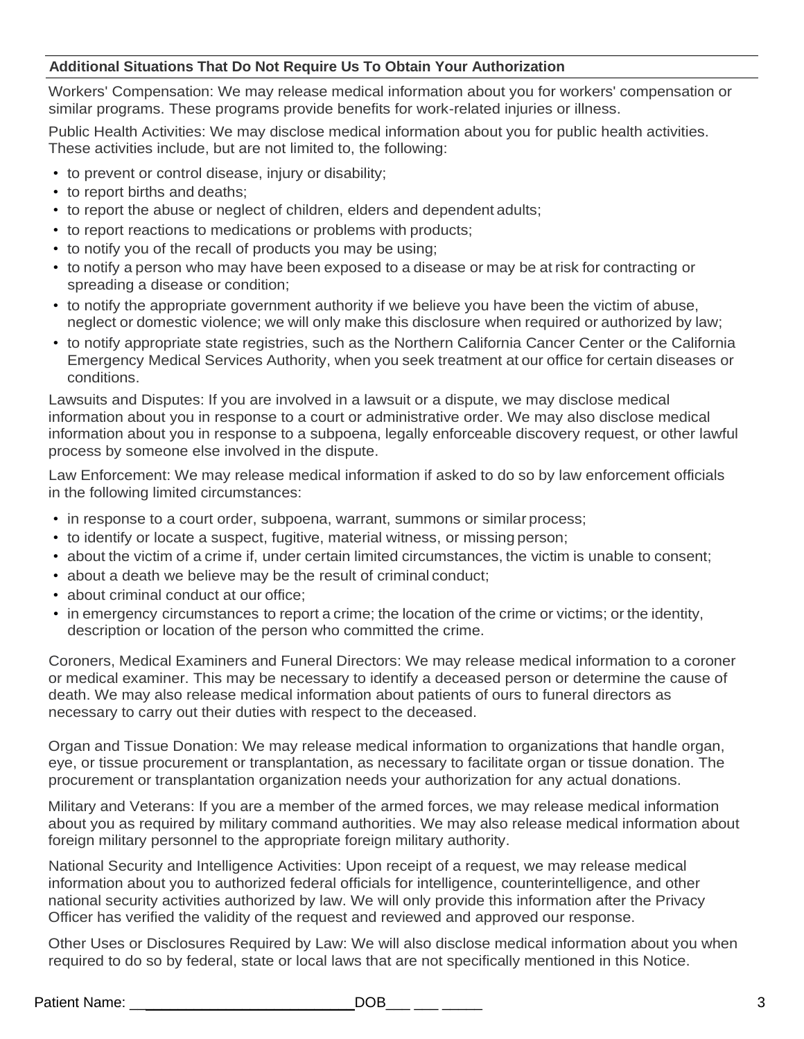**Additional Situations That Do Not Require Us To Obtain Your Authorization**

Workers' Compensation: We may release medical information about you for workers' compensation or similar programs. These programs provide benefits for work-related injuries or illness.

Public Health Activities: We may disclose medical information about you for public health activities. These activities include, but are not limited to, the following:

- to prevent or control disease, injury or disability;
- to report births and deaths;
- to report the abuse or neglect of children, elders and dependent adults;
- to report reactions to medications or problems with products;
- to notify you of the recall of products you may be using;
- to notify a person who may have been exposed to a disease or may be at risk for contracting or spreading a disease or condition;
- to notify the appropriate government authority if we believe you have been the victim of abuse, neglect or domestic violence; we will only make this disclosure when required or authorized by law;
- to notify appropriate state registries, such as the Northern California Cancer Center or the California Emergency Medical Services Authority, when you seek treatment at our office for certain diseases or conditions.

Lawsuits and Disputes: If you are involved in a lawsuit or a dispute, we may disclose medical information about you in response to a court or administrative order. We may also disclose medical information about you in response to a subpoena, legally enforceable discovery request, or other lawful process by someone else involved in the dispute.

Law Enforcement: We may release medical information if asked to do so by law enforcement officials in the following limited circumstances:

- in response to a court order, subpoena, warrant, summons or similar process;
- to identify or locate a suspect, fugitive, material witness, or missing person;
- about the victim of a crime if, under certain limited circumstances, the victim is unable to consent;
- about a death we believe may be the result of criminal conduct;
- about criminal conduct at our office;
- in emergency circumstances to report a crime; the location of the crime or victims; or the identity, description or location of the person who committed the crime.

Coroners, Medical Examiners and Funeral Directors: We may release medical information to a coroner or medical examiner. This may be necessary to identify a deceased person or determine the cause of death. We may also release medical information about patients of ours to funeral directors as necessary to carry out their duties with respect to the deceased.

Organ and Tissue Donation: We may release medical information to organizations that handle organ, eye, or tissue procurement or transplantation, as necessary to facilitate organ or tissue donation. The procurement or transplantation organization needs your authorization for any actual donations.

Military and Veterans: If you are a member of the armed forces, we may release medical information about you as required by military command authorities. We may also release medical information about foreign military personnel to the appropriate foreign military authority.

National Security and Intelligence Activities: Upon receipt of a request, we may release medical information about you to authorized federal officials for intelligence, counterintelligence, and other national security activities authorized by law. We will only provide this information after the Privacy Officer has verified the validity of the request and reviewed and approved our response.

Other Uses or Disclosures Required by Law: We will also disclose medical information about you when required to do so by federal, state or local laws that are not specifically mentioned in this Notice.

Patient Name: ____________________________ DOB___ ___ _____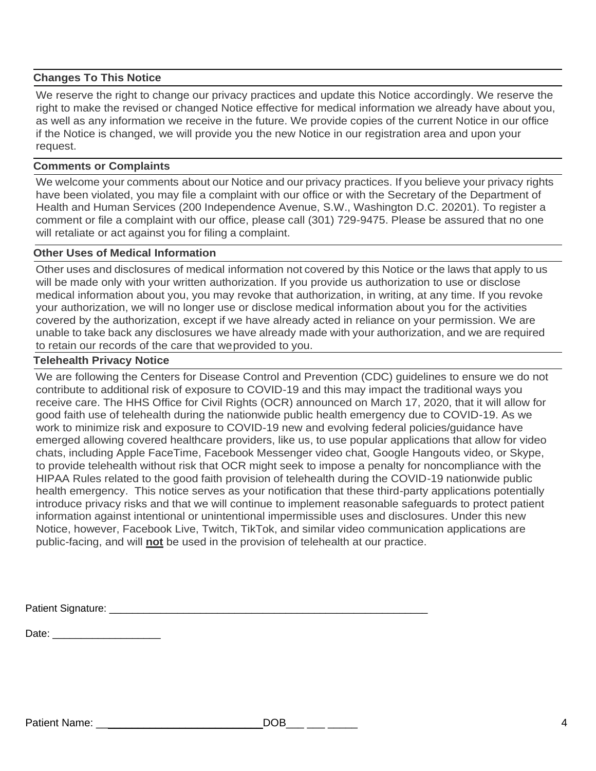## Changes To This Notice

We reserve the right to change our privacy practices and update this Notice accordingly. We reserve the right to make the revised or changed Notice effective for medical information we already have about you, as well as any information we receive in the future. We provide copies of the current Notice in our office if the Notice is changed, we will provide you the new Notice in our registration area and upon your request.

## Comments or Complaints

We welcome your comments about our Notice and our privacy practices. If you believe your privacy rights have been violated, you may file a complaint with our office or with the Secretary of the Department of Health and Human Services (200 Independence Avenue, S.W., Washington D.C. 20201). To register a comment or file a complaint with our office, please call (301) 729-9475. Please be assured that no one will retaliate or act against you for filing a complaint.

## Other Uses of Medical Information

Other uses and disclosures of medical information not covered by this Notice or the laws that apply to us will be made only with your written authorization. If you provide us authorization to use or disclose medical information about you, you may revoke that authorization, in writing, at any time. If you revoke your authorization, we will no longer use or disclose medical information about you for the activities covered by the authorization, except if we have already acted in reliance on your permission. We are unable to take back any disclosures we have already made with your authorization, and we are required to retain our records of the care that weprovided to you.

## Telehealth Privacy Notice

We are following the Centers for Disease Control and Prevention (CDC) guidelines to ensure we do not contribute to additional risk of exposure to COVID-19 and this may impact the traditional ways you receive care. The HHS Office for Civil Rights (OCR) announced on March 17, 2020, that it will allow for good faith use of telehealth during the nationwide public health emergency due to COVID-19. As we work to minimize risk and exposure to COVID-19 new and evolving federal policies/guidance have emerged allowing covered healthcare providers, like us, to use popular applications that allow for video chats, including Apple FaceTime, Facebook Messenger video chat, Google Hangouts video, or Skype, to provide telehealth without risk that OCR might seek to impose a penalty for noncompliance with the HIPAA Rules related to the good faith provision of telehealth during the COVID-19 nationwide public health emergency. This notice serves as your notification that these third-party applications potentially introduce privacy risks and that we will continue to implement reasonable safeguards to protect patient information against intentional or unintentional impermissible uses and disclosures. Under this new Notice, however, Facebook Live, Twitch, TikTok, and similar video communication applications are public-facing, and will **not** be used in the provision of telehealth at our practice.

Patient Signature: ________________________________________________________

Date: ___________________

Patient Name: ___________________________ DOB___ ___ _____